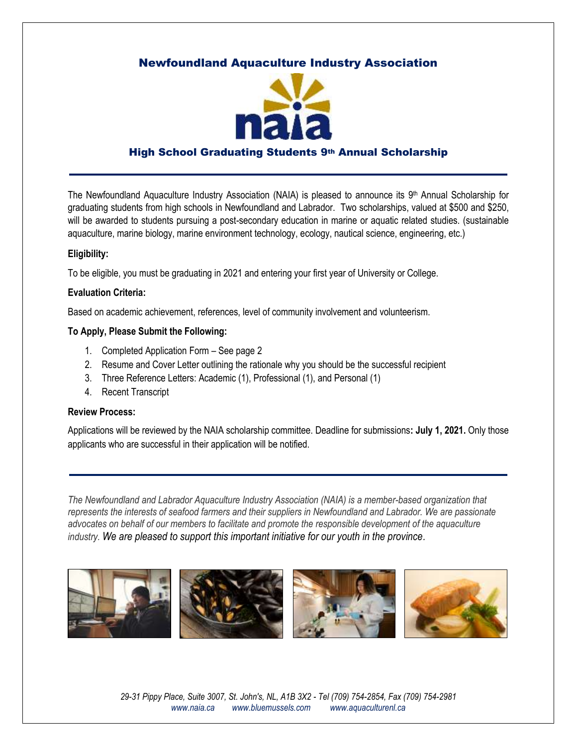# Newfoundland Aquaculture Industry Association

naia

## High School Graduating Students 9th Annual Scholarship

The Newfoundland Aquaculture Industry Association (NAIA) is pleased to announce its 9th Annual Scholarship for graduating students from high schools in Newfoundland and Labrador. Two scholarships, valued at $500 and $250, will be awarded to students pursuing a post-secondary education in marine or aquatic related studies. (sustainable aquaculture, marine biology, marine environment technology, ecology, nautical science, engineering, etc.)

**Eligibility:**

To be eligible, you must be graduating in 2021 and entering your first year of University or College.

**Evaluation Criteria:**

Based on academic achievement, references, level of community involvement and volunteerism.

**To Apply, Please Submit the Following:**

1. Completed Application Form – See page 2
2. Resume and Cover Letter outlining the rationale why you should be the successful recipient
3. Three Reference Letters: Academic (1), Professional (1), and Personal (1)
4. Recent Transcript

**Review Process:**

Applications will be reviewed by the NAIA scholarship committee. Deadline for submissions**: July 1, 2021.** Only those applicants who are successful in their application will be notified.

*The Newfoundland and Labrador Aquaculture Industry Association (NAIA) is a member-based organization that represents the interests of seafood farmers and their suppliers in Newfoundland and Labrador. We are passionate advocates on behalf of our members to facilitate and promote the responsible development of the aquaculture industry. We are pleased to support this important initiative for our youth in the province.*

*29-31 Pippy Place, Suite 3007, St. John's, NL, A1B 3X2 - Tel (709) 754-2854, Fax (709) 754-2981*
*www.naia.ca www.bluemussels.com www.aquaculturenl.ca*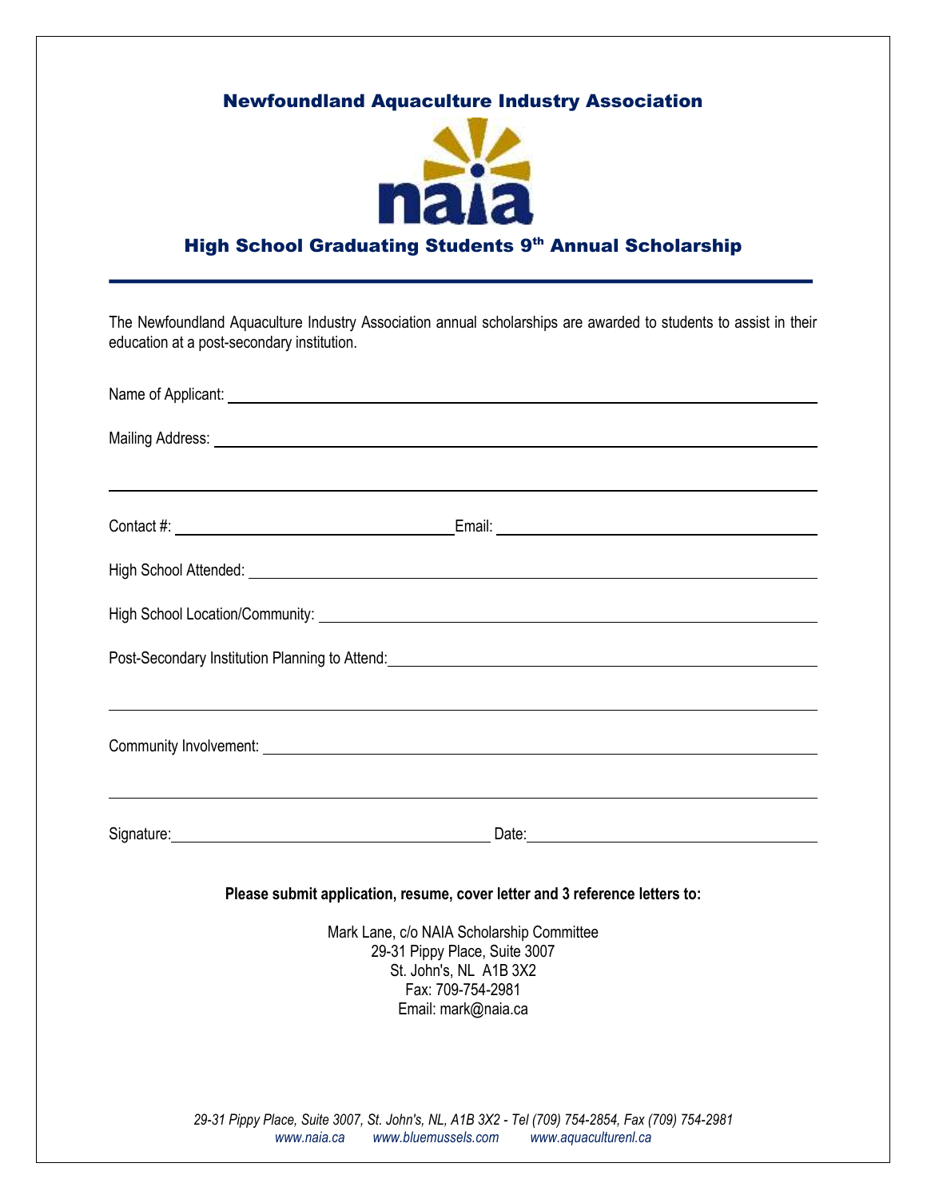# Newfoundland Aquaculture Industry Association

naia

## High School Graduating Students 9th Annual Scholarship

---

The Newfoundland Aquaculture Industry Association annual scholarships are awarded to students to assist in their education at a post-secondary institution.

Name of Applicant: ____________________________________________

Mailing Address: ____________________________________________

____________________________________________

Contact #: ______________________ Email: ______________________

High School Attended: ____________________________________________

High School Location/Community: ____________________________________________

Post-Secondary Institution Planning to Attend: ____________________________________________

____________________________________________

Community Involvement: ____________________________________________

____________________________________________

Signature: ______________________ Date: ______________________

**Please submit application, resume, cover letter and 3 reference letters to:**

Mark Lane, c/o NAIA Scholarship Committee
29-31 Pippy Place, Suite 3007
St. John's, NL A1B 3X2
Fax: 709-754-2981
Email: mark@naia.ca

*29-31 Pippy Place, Suite 3007, St. John's, NL, A1B 3X2 - Tel (709) 754-2854, Fax (709) 754-2981*
*www.naia.ca www.bluemussels.com www.aquaculturenl.ca*